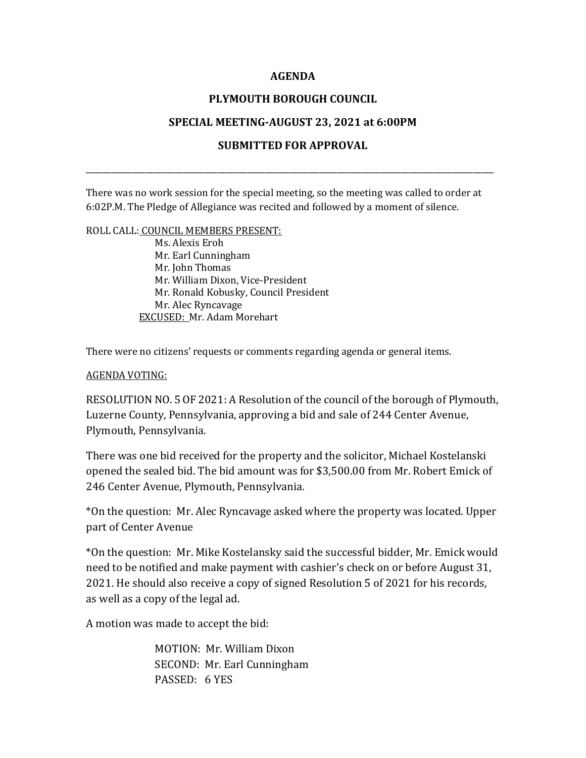**AGENDA**

**PLYMOUTH BOROUGH COUNCIL**

**SPECIAL MEETING-AUGUST 23, 2021 at 6:00PM**

**SUBMITTED FOR APPROVAL**

---

There was no work session for the special meeting, so the meeting was called to order at 6:02P.M. The Pledge of Allegiance was recited and followed by a moment of silence.

ROLL CALL: <u>COUNCIL MEMBERS PRESENT:</u>

Ms. Alexis Eroh
Mr. Earl Cunningham
Mr. John Thomas
Mr. William Dixon, Vice-President
Mr. Ronald Kobusky, Council President
Mr. Alec Ryncavage

<u>EXCUSED:</u> Mr. Adam Morehart

There were no citizens' requests or comments regarding agenda or general items.

<u>AGENDA VOTING:</u>

RESOLUTION NO. 5 OF 2021: A Resolution of the council of the borough of Plymouth, Luzerne County, Pennsylvania, approving a bid and sale of 244 Center Avenue, Plymouth, Pennsylvania.

There was one bid received for the property and the solicitor, Michael Kostelanski opened the sealed bid. The bid amount was for $3,500.00 from Mr. Robert Emick of 246 Center Avenue, Plymouth, Pennsylvania.

*On the question: Mr. Alec Ryncavage asked where the property was located. Upper part of Center Avenue

*On the question: Mr. Mike Kostelansky said the successful bidder, Mr. Emick would need to be notified and make payment with cashier's check on or before August 31, 2021. He should also receive a copy of signed Resolution 5 of 2021 for his records, as well as a copy of the legal ad.

A motion was made to accept the bid:

MOTION: Mr. William Dixon
SECOND: Mr. Earl Cunningham
PASSED: 6 YES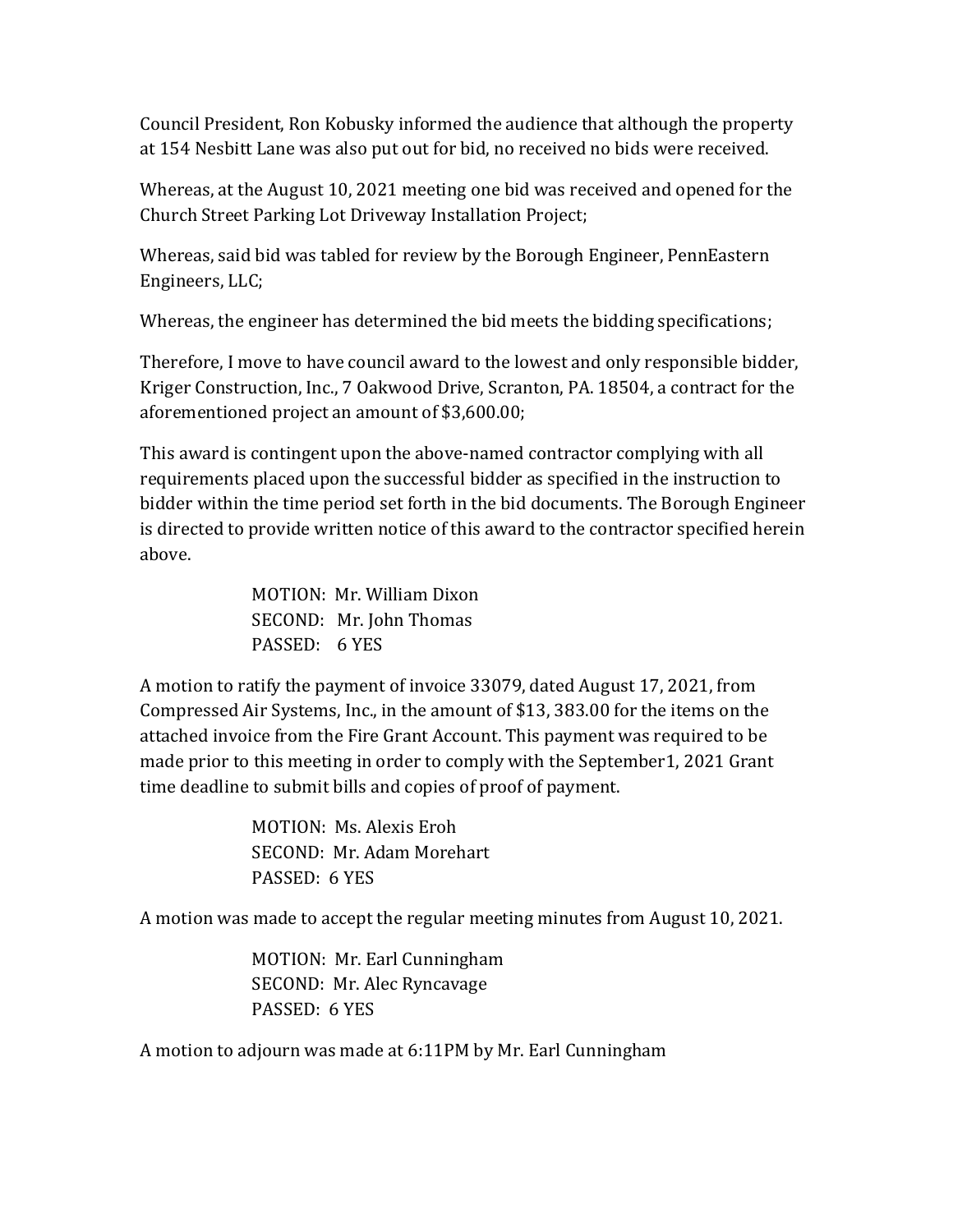Council President, Ron Kobusky informed the audience that although the property at 154 Nesbitt Lane was also put out for bid, no received no bids were received.

Whereas, at the August 10, 2021 meeting one bid was received and opened for the Church Street Parking Lot Driveway Installation Project;

Whereas, said bid was tabled for review by the Borough Engineer, PennEastern Engineers, LLC;

Whereas, the engineer has determined the bid meets the bidding specifications;

Therefore, I move to have council award to the lowest and only responsible bidder, Kriger Construction, Inc., 7 Oakwood Drive, Scranton, PA. 18504, a contract for the aforementioned project an amount of $3,600.00;

This award is contingent upon the above-named contractor complying with all requirements placed upon the successful bidder as specified in the instruction to bidder within the time period set forth in the bid documents. The Borough Engineer is directed to provide written notice of this award to the contractor specified herein above.

MOTION: Mr. William Dixon
SECOND: Mr. John Thomas
PASSED: 6 YES

A motion to ratify the payment of invoice 33079, dated August 17, 2021, from Compressed Air Systems, Inc., in the amount of $13, 383.00 for the items on the attached invoice from the Fire Grant Account. This payment was required to be made prior to this meeting in order to comply with the September1, 2021 Grant time deadline to submit bills and copies of proof of payment.

MOTION: Ms. Alexis Eroh
SECOND: Mr. Adam Morehart
PASSED: 6 YES

A motion was made to accept the regular meeting minutes from August 10, 2021.

MOTION: Mr. Earl Cunningham
SECOND: Mr. Alec Ryncavage
PASSED: 6 YES

A motion to adjourn was made at 6:11PM by Mr. Earl Cunningham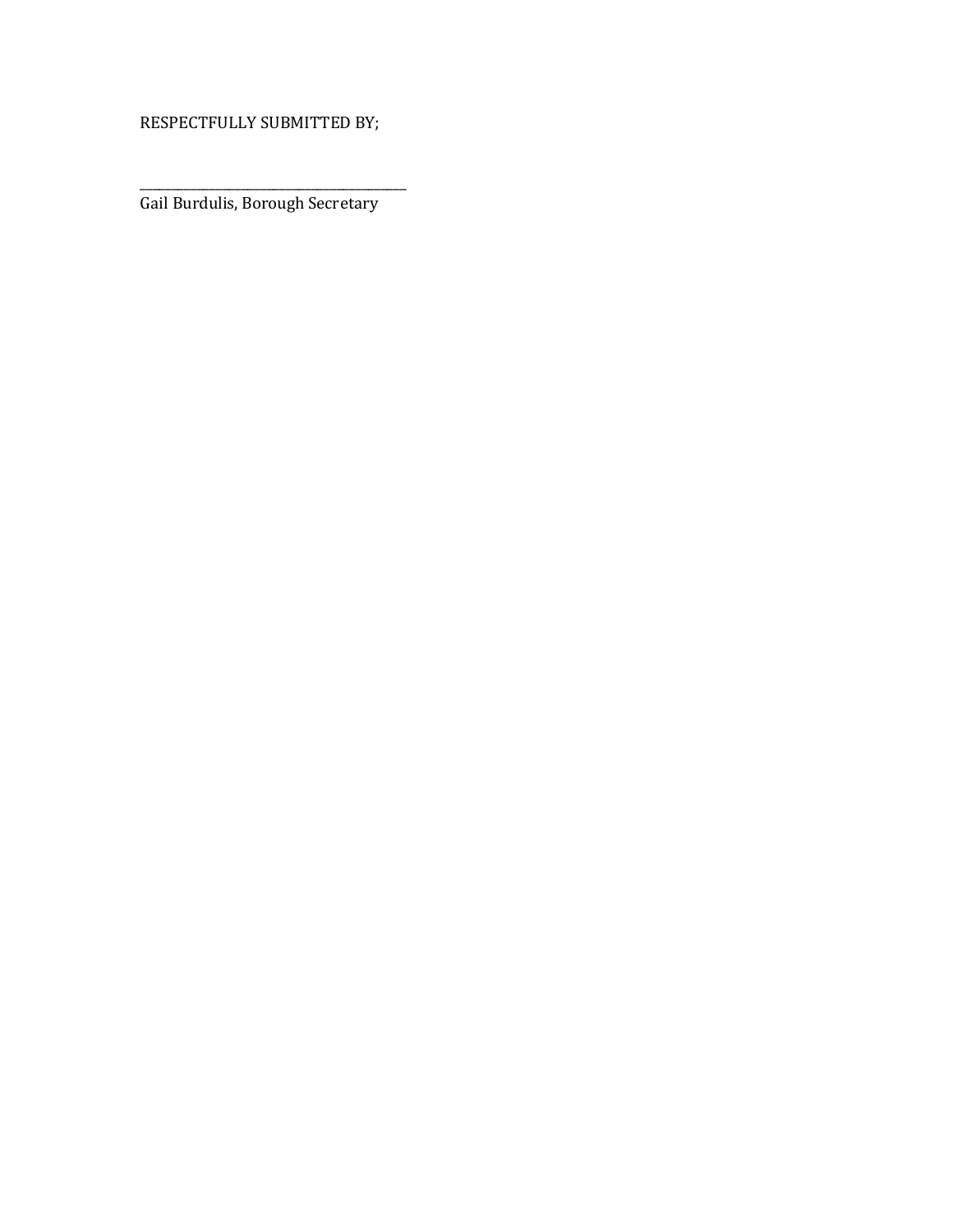RESPECTFULLY SUBMITTED BY;

\_\_\_\_\_\_\_\_\_\_\_\_\_\_\_\_\_\_\_\_\_\_\_\_\_\_\_\_\_\_\_\_\_\_\_\_\_\_\_\_\_\_

Gail Burdulis, Borough Secretary